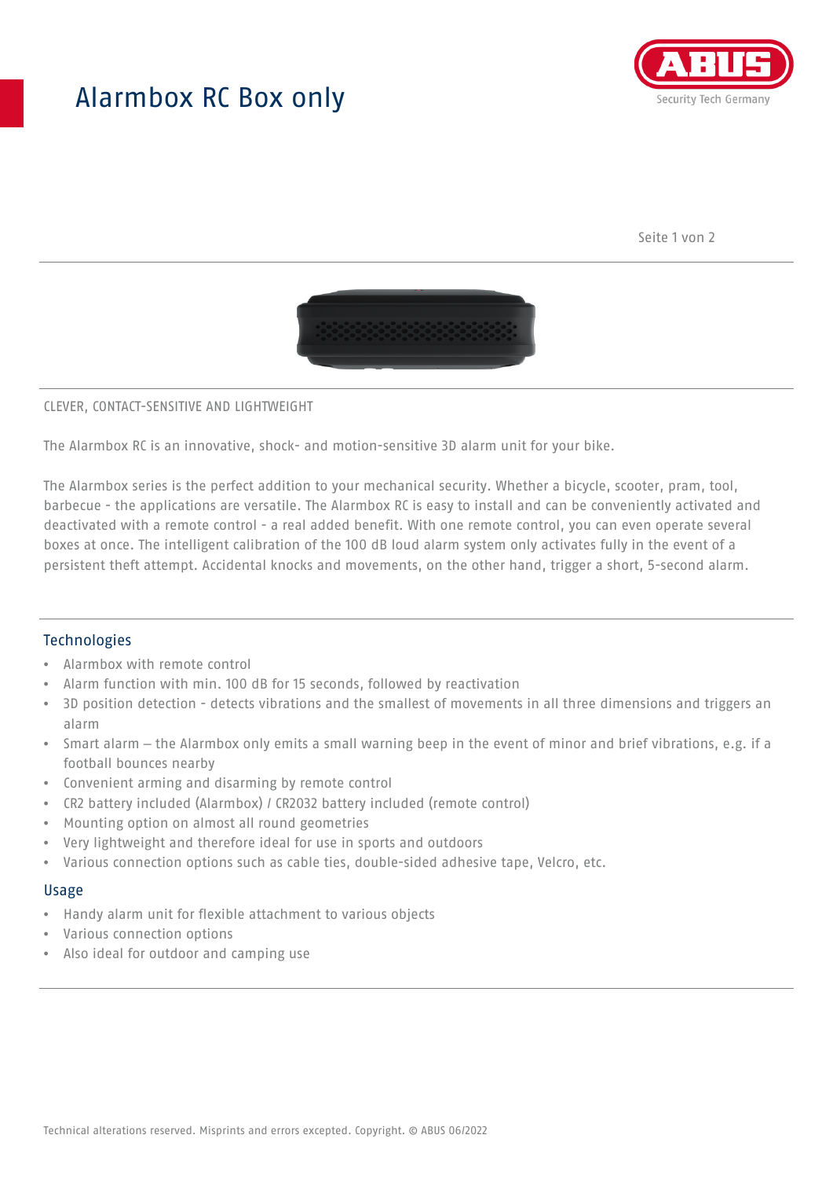# Alarmbox RC Box only

CLEVER, CONTACT-SENSITIVE AND LIGHTWEIGHT

The Alarmbox RC is an innovative, shock- and motion-sensitive 3D alarm unit for your bike.

The Alarmbox series is the perfect addition to your mechanical security. Whether a bicycle, scooter, pram, tool, barbecue - the applications are versatile. The Alarmbox RC is easy to install and can be conveniently activated and deactivated with a remote control - a real added benefit. With one remote control, you can even operate several boxes at once. The intelligent calibration of the 100 dB loud alarm system only activates fully in the event of a persistent theft attempt. Accidental knocks and movements, on the other hand, trigger a short, 5-second alarm.

## Technologies

- Alarmbox with remote control
- Alarm function with min. 100 dB for 15 seconds, followed by reactivation
- 3D position detection - detects vibrations and the smallest of movements in all three dimensions and triggers an alarm
- Smart alarm – the Alarmbox only emits a small warning beep in the event of minor and brief vibrations, e.g. if a football bounces nearby
- Convenient arming and disarming by remote control
- CR2 battery included (Alarmbox) / CR2032 battery included (remote control)
- Mounting option on almost all round geometries
- Very lightweight and therefore ideal for use in sports and outdoors
- Various connection options such as cable ties, double-sided adhesive tape, Velcro, etc.

## Usage

- Handy alarm unit for flexible attachment to various objects
- Various connection options
- Also ideal for outdoor and camping use

Technical alterations reserved. Misprints and errors excepted. Copyright. © ABUS 06/2022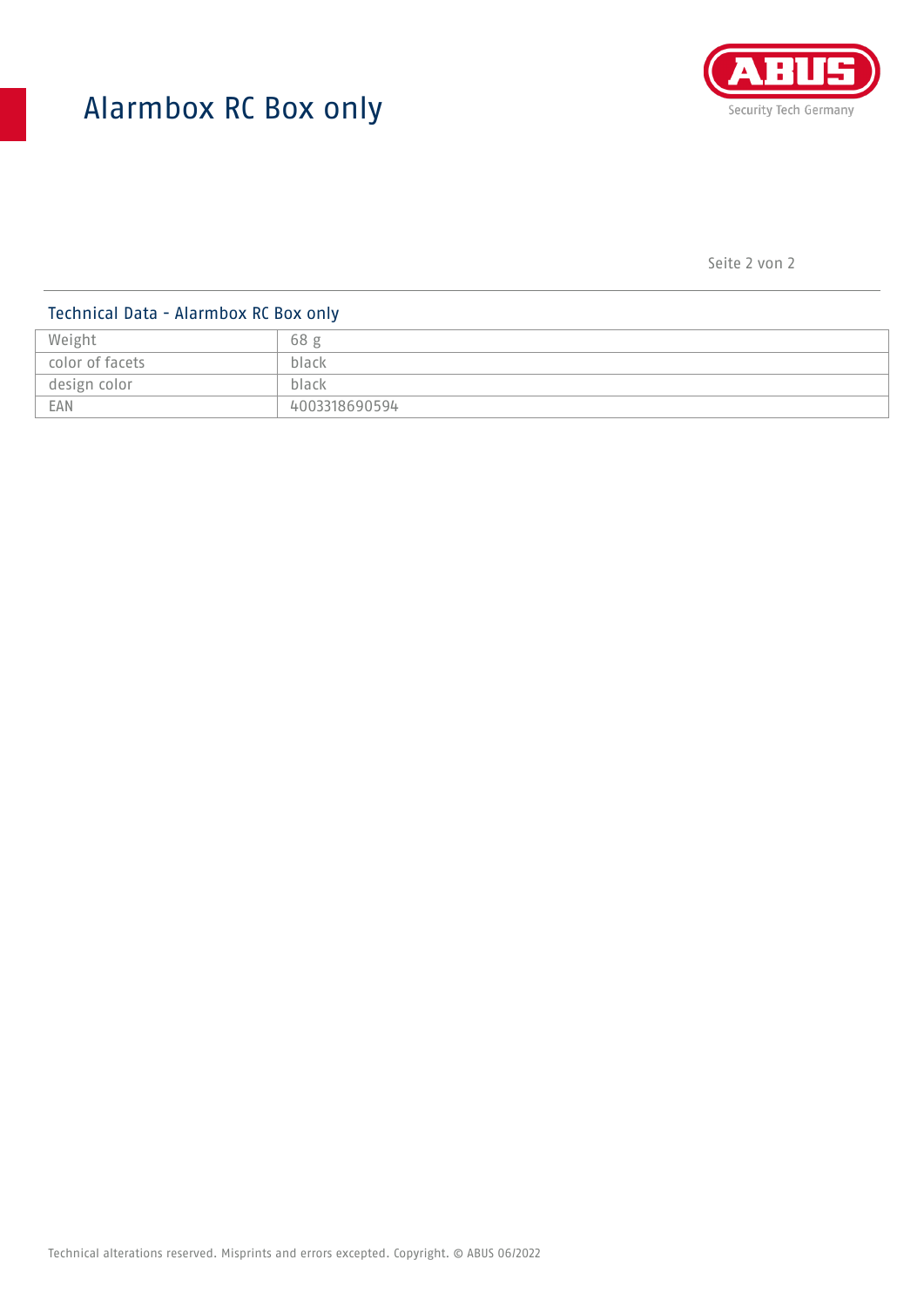# Alarmbox RC Box only

## Technical Data - Alarmbox RC Box only

| | |
|---|---|
| Weight | 68 g |
| color of facets | black |
| design color | black |
| EAN | 4003318690594 |

Technical alterations reserved. Misprints and errors excepted. Copyright. © ABUS 06/2022